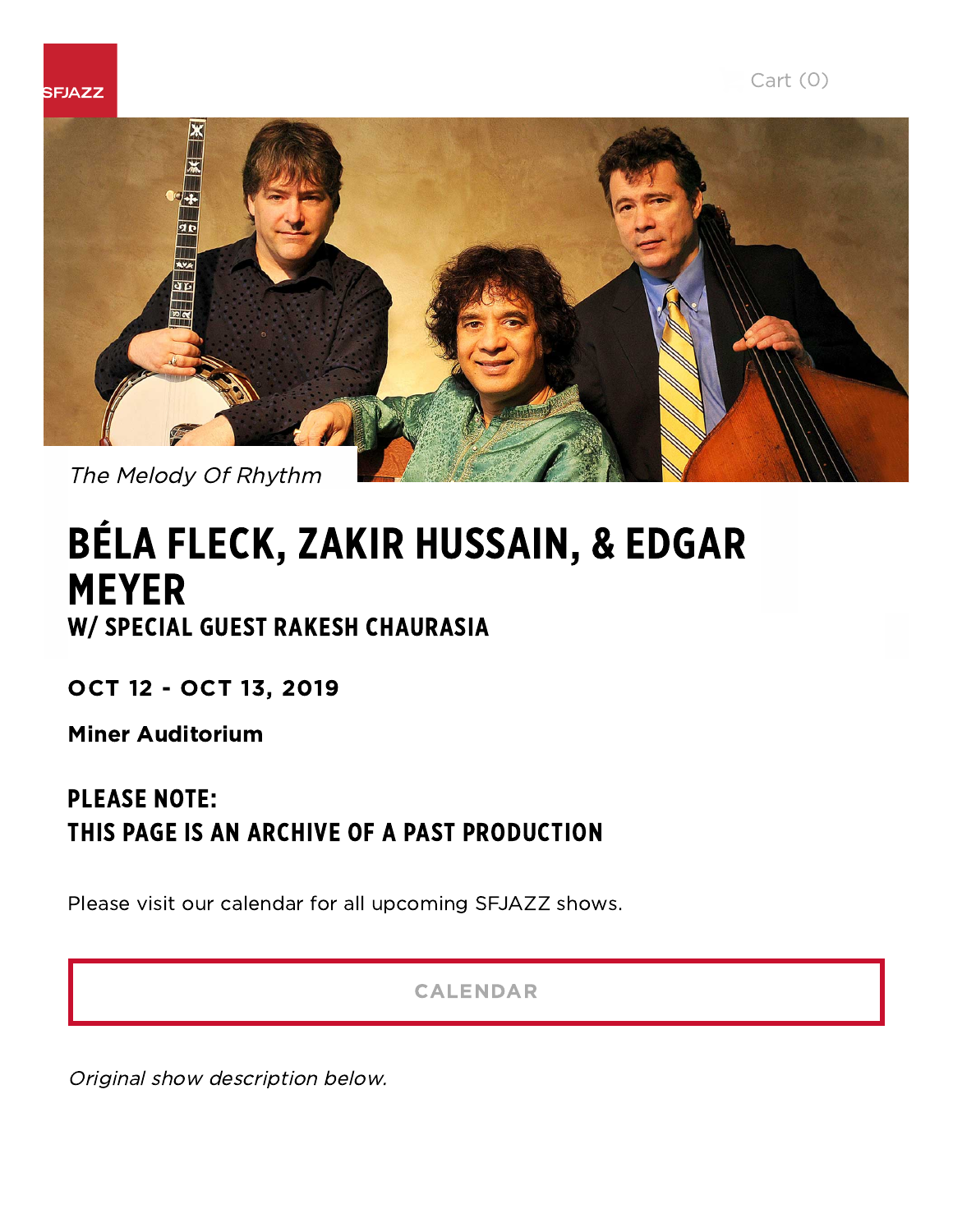SFJAZZ

Cart (0)

*The Melody Of Rhythm*

# BÉLA FLECK, ZAKIR HUSSAIN, & EDGAR MEYER

## W/ SPECIAL GUEST RAKESH CHAURASIA

**OCT 12 - OCT 13, 2019**

**Miner Auditorium**

## PLEASE NOTE:
## THIS PAGE IS AN ARCHIVE OF A PAST PRODUCTION

Please visit our calendar for all upcoming SFJAZZ shows.

CALENDAR

*Original show description below.*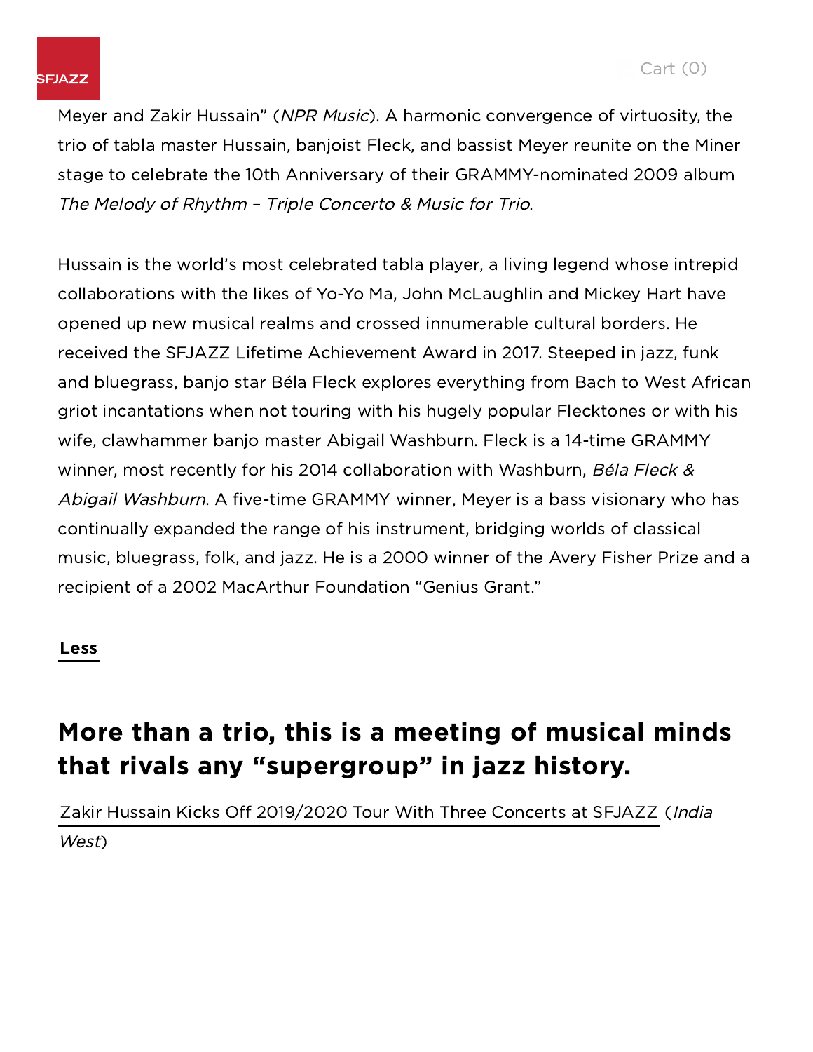Meyer and Zakir Hussain" (*NPR Music*). A harmonic convergence of virtuosity, the trio of tabla master Hussain, banjoist Fleck, and bassist Meyer reunite on the Miner stage to celebrate the 10th Anniversary of their GRAMMY-nominated 2009 album *The Melody of Rhythm – Triple Concerto & Music for Trio*.

Hussain is the world's most celebrated tabla player, a living legend whose intrepid collaborations with the likes of Yo-Yo Ma, John McLaughlin and Mickey Hart have opened up new musical realms and crossed innumerable cultural borders. He received the SFJAZZ Lifetime Achievement Award in 2017. Steeped in jazz, funk and bluegrass, banjo star Béla Fleck explores everything from Bach to West African griot incantations when not touring with his hugely popular Flecktones or with his wife, clawhammer banjo master Abigail Washburn. Fleck is a 14-time GRAMMY winner, most recently for his 2014 collaboration with Washburn, *Béla Fleck & Abigail Washburn*. A five-time GRAMMY winner, Meyer is a bass visionary who has continually expanded the range of his instrument, bridging worlds of classical music, bluegrass, folk, and jazz. He is a 2000 winner of the Avery Fisher Prize and a recipient of a 2002 MacArthur Foundation "Genius Grant."

Less

## More than a trio, this is a meeting of musical minds that rivals any "supergroup" in jazz history.

Zakir Hussain Kicks Off 2019/2020 Tour With Three Concerts at SFJAZZ (*India West*)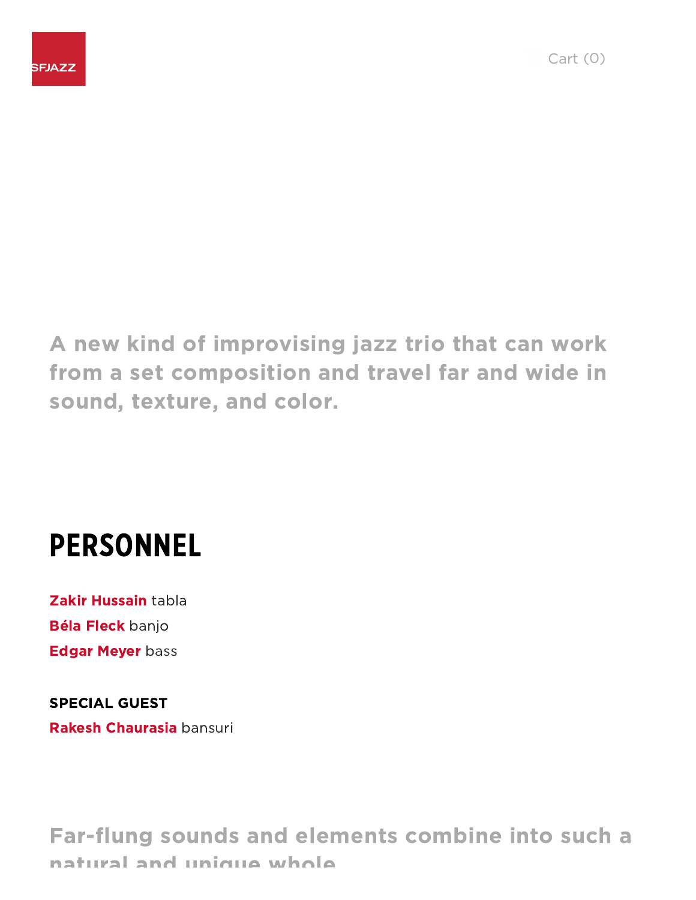A new kind of improvising jazz trio that can work from a set composition and travel far and wide in sound, texture, and color.

## PERSONNEL

**Zakir Hussain** tabla
**Béla Fleck** banjo
**Edgar Meyer** bass

**SPECIAL GUEST**
**Rakesh Chaurasia** bansuri

Far-flung sounds and elements combine into such a natural and unique whole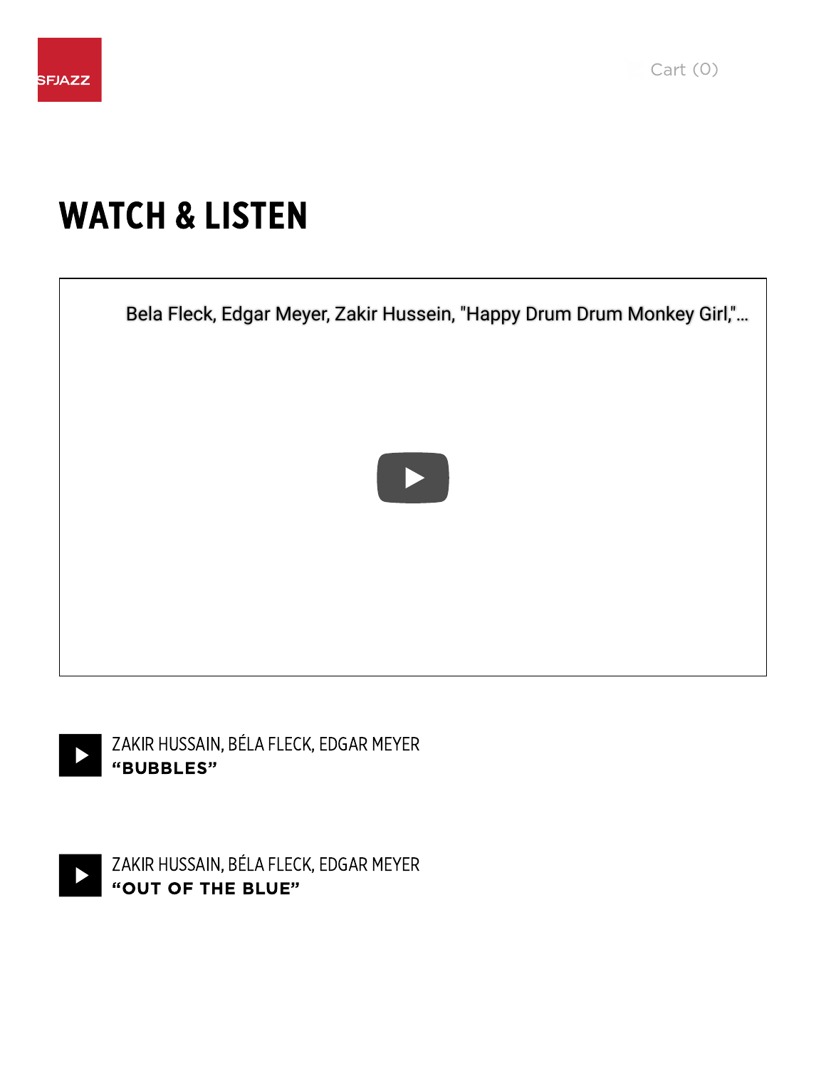SFJAZZ

Cart (0)

# WATCH & LISTEN

Bela Fleck, Edgar Meyer, Zakir Hussein, "Happy Drum Drum Monkey Girl,"...

ZAKIR HUSSAIN, BÉLA FLECK, EDGAR MEYER
**"BUBBLES"**

ZAKIR HUSSAIN, BÉLA FLECK, EDGAR MEYER
**"OUT OF THE BLUE"**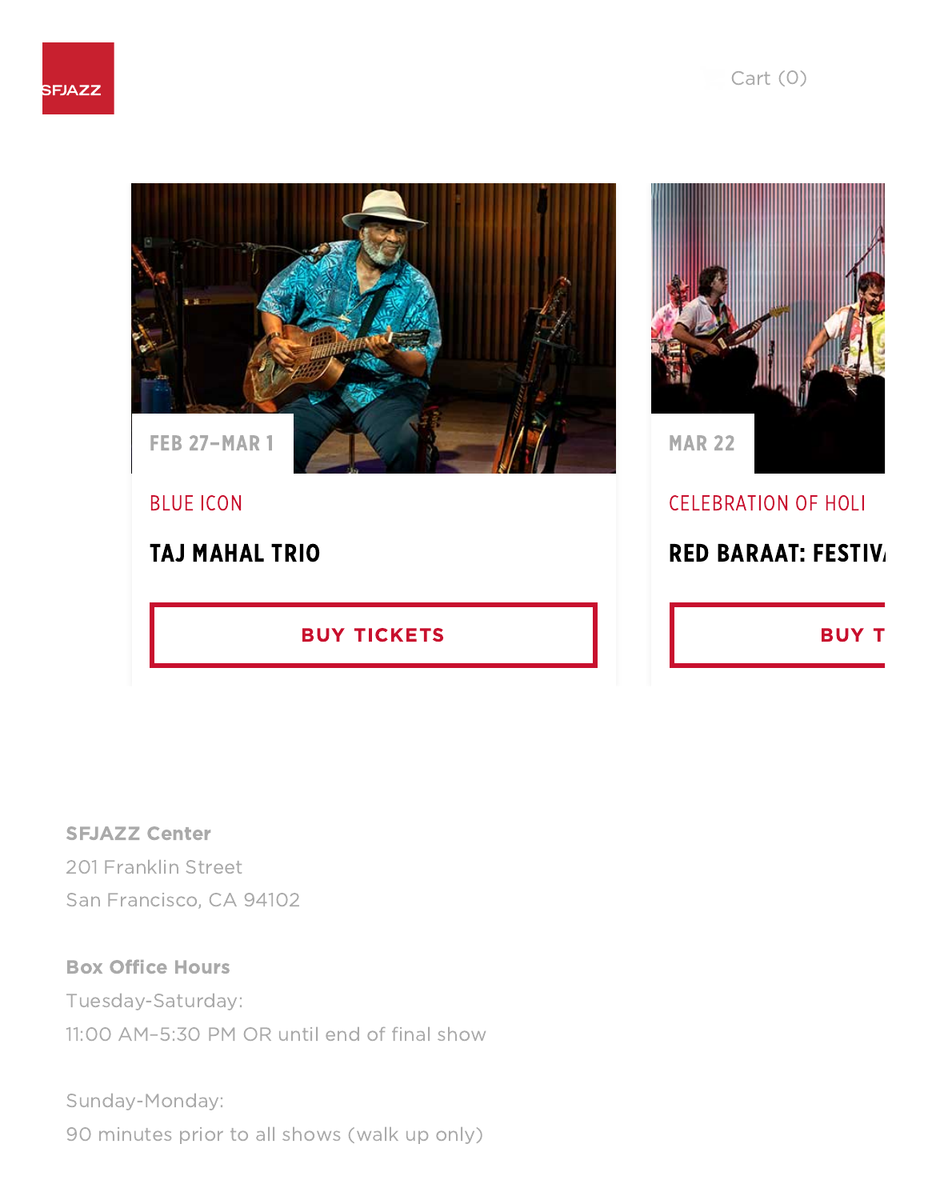SFJAZZ

Cart (0)

FEB 27–MAR 1

BLUE ICON

### TAJ MAHAL TRIO

BUY TICKETS

MAR 22

CELEBRATION OF HOLI

### RED BARAAT: FESTIV

BUY T

**SFJAZZ Center**
201 Franklin Street
San Francisco, CA 94102

**Box Office Hours**
Tuesday-Saturday:
11:00 AM–5:30 PM OR until end of final show

Sunday-Monday:
90 minutes prior to all shows (walk up only)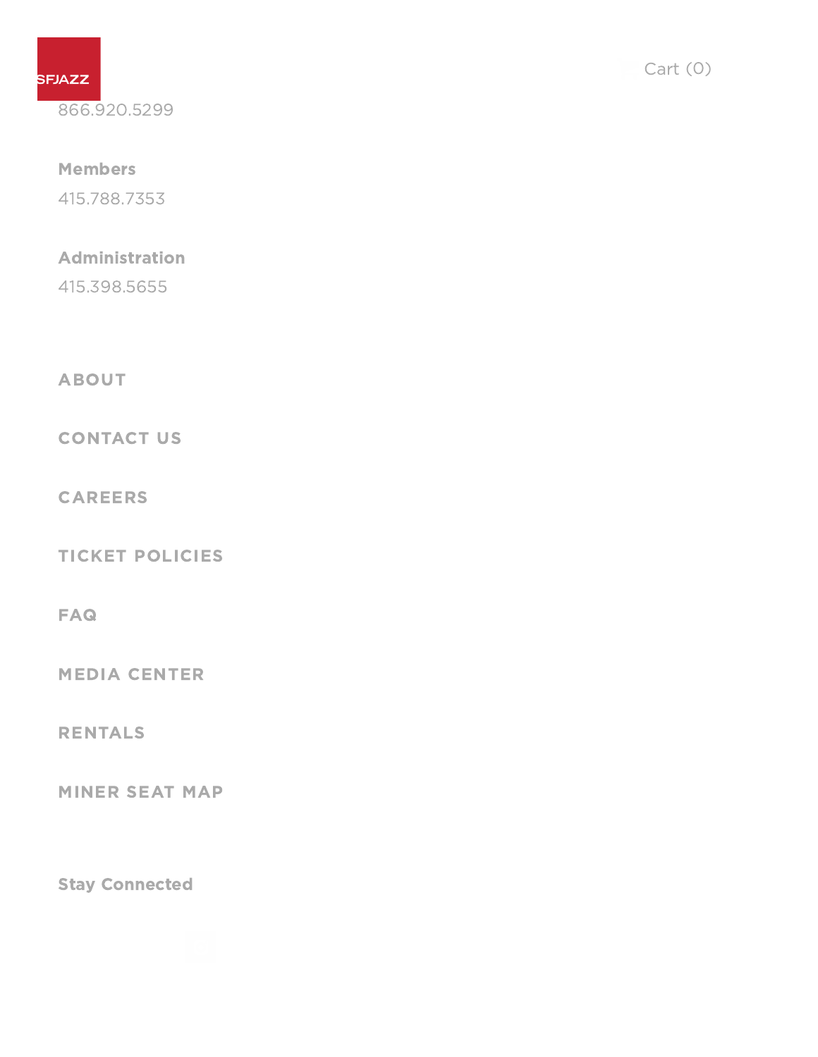SFJAZZ

Cart (0)

866.920.5299

**Members**

415.788.7353

**Administration**

415.398.5655

ABOUT

CONTACT US

CAREERS

TICKET POLICIES

FAQ

MEDIA CENTER

RENTALS

MINER SEAT MAP

**Stay Connected**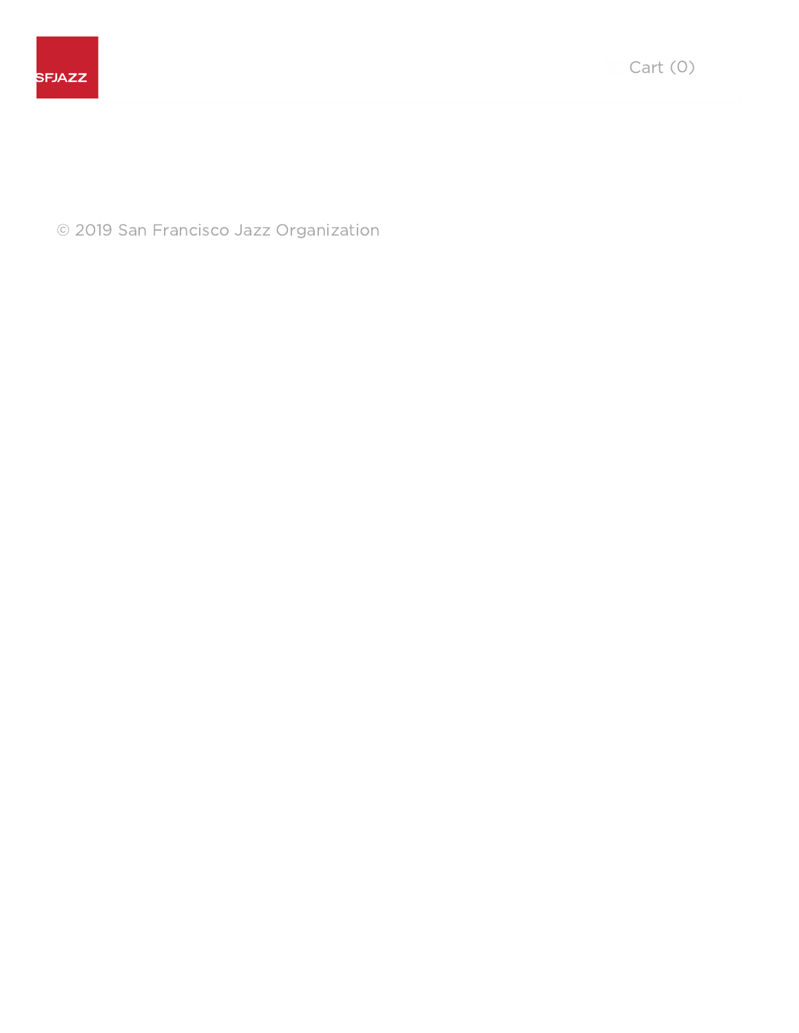SFJAZZ

Cart (0)

© 2019 San Francisco Jazz Organization